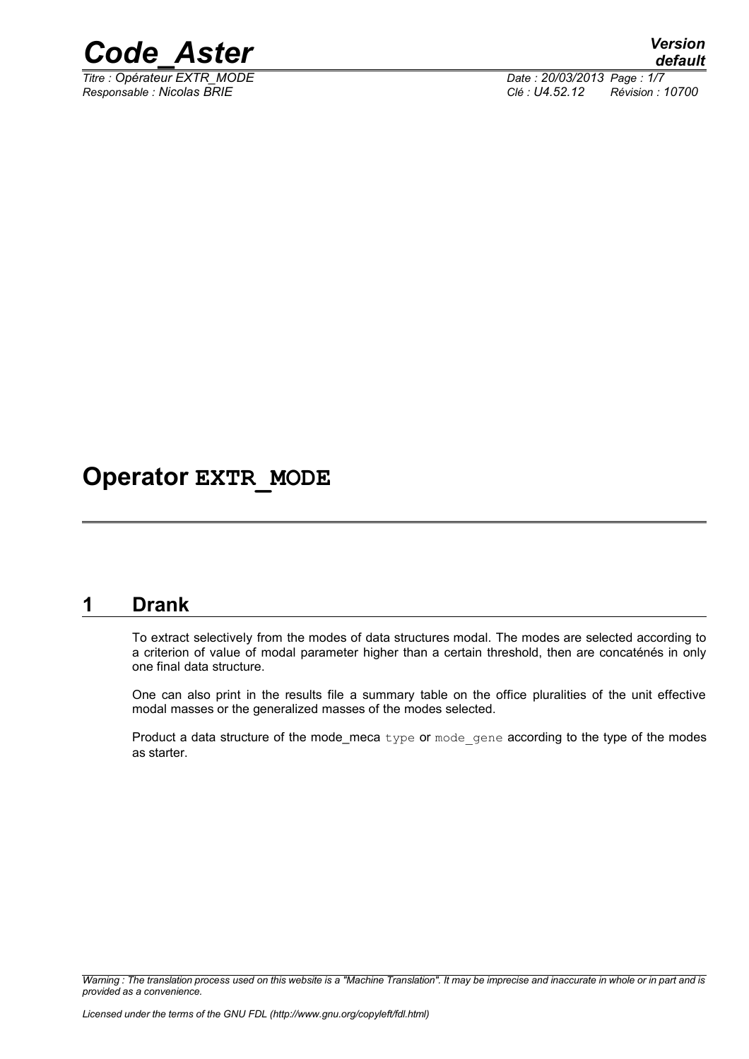# Operator EXTR_MODE

## 1 Drank

To extract selectively from the modes of data structures modal. The modes are selected according to a criterion of value of modal parameter higher than a certain threshold, then are concaténés in only one final data structure.

One can also print in the results file a summary table on the office pluralities of the unit effective modal masses or the generalized masses of the modes selected.

Product a data structure of the mode_meca `type` or `mode_gene` according to the type of the modes as starter.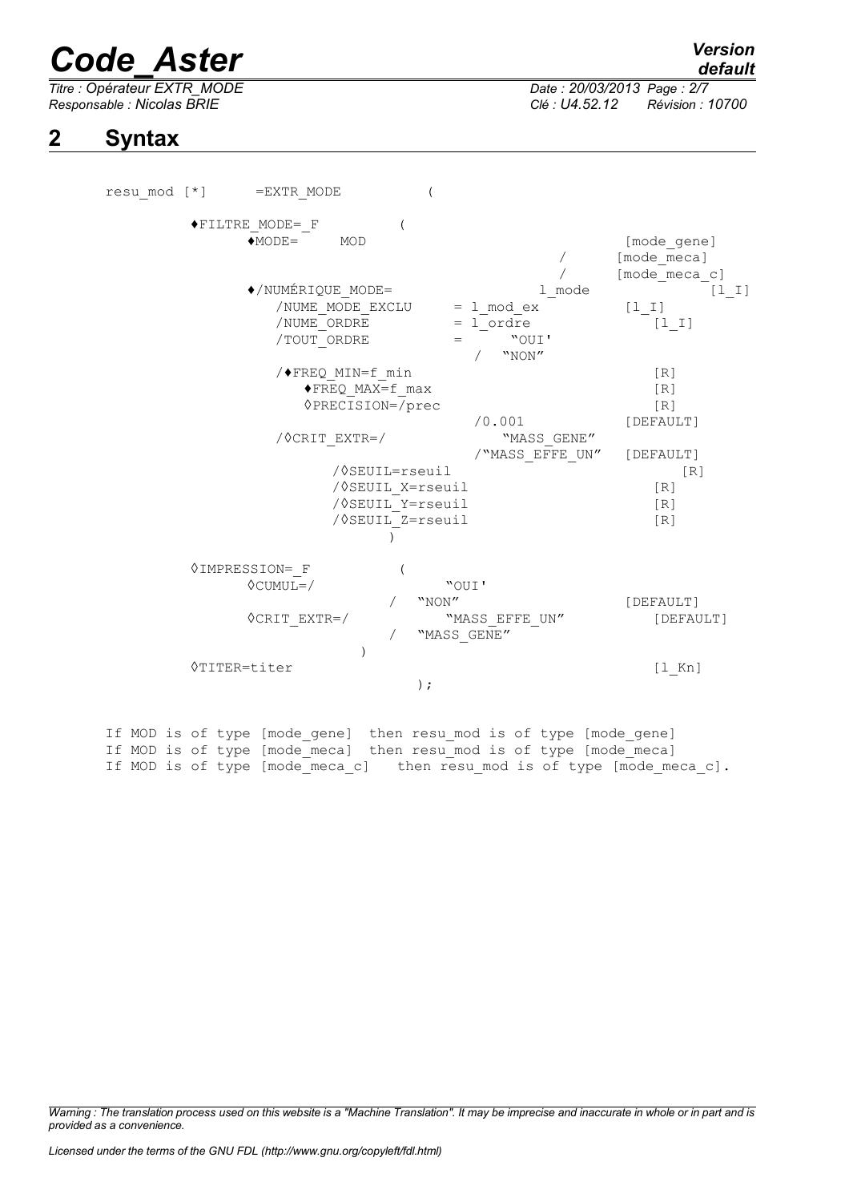# 2 Syntax

```
resu_mod [*]      =EXTR_MODE          (

        ♦FILTRE_MODE=_F          (
              ♦MODE=     MOD                                    [mode_gene]
                                                          /      [mode_meca]
                                                          /      [mode_meca_c]
              ♦/NUMÉRIQUE_MODE=                      l_mode               [l_I]
                 /NUME_MODE_EXCLU      = l_mod_ex           [l_I]
                 /NUME_ORDRE           = l_ordre              [l_I]
                 /TOUT_ORDRE           =      "OUI'
                                        /   "NON"
                 /♦FREQ_MIN=f_min                             [R]
                    ♦FREQ_MAX=f_max                           [R]
                    ◊PRECISION=/prec                          [R]
                                          /0.001           [DEFAULT]
                 /◊CRIT_EXTR=/                 "MASS_GENE"
                                          /"MASS_EFFE_UN"   [DEFAULT]
                       /◊SEUIL=rseuil                            [R]
                       /◊SEUIL_X=rseuil                       [R]
                       /◊SEUIL_Y=rseuil                       [R]
                       /◊SEUIL_Z=rseuil                       [R]
                             )

        ◊IMPRESSION=_F           (
              ◊CUMUL=/               "OUI'
                              /   "NON"                      [DEFAULT]
              ◊CRIT_EXTR=/            "MASS_EFFE_UN"           [DEFAULT]
                              /   "MASS_GENE"
                           )
        ◊TITER=titer                                          [l_Kn]
                                  );

If MOD is of type [mode_gene]  then resu_mod is of type [mode_gene]
If MOD is of type [mode_meca]  then resu_mod is of type [mode_meca]
If MOD is of type [mode_meca_c]   then resu_mod is of type [mode_meca_c].
```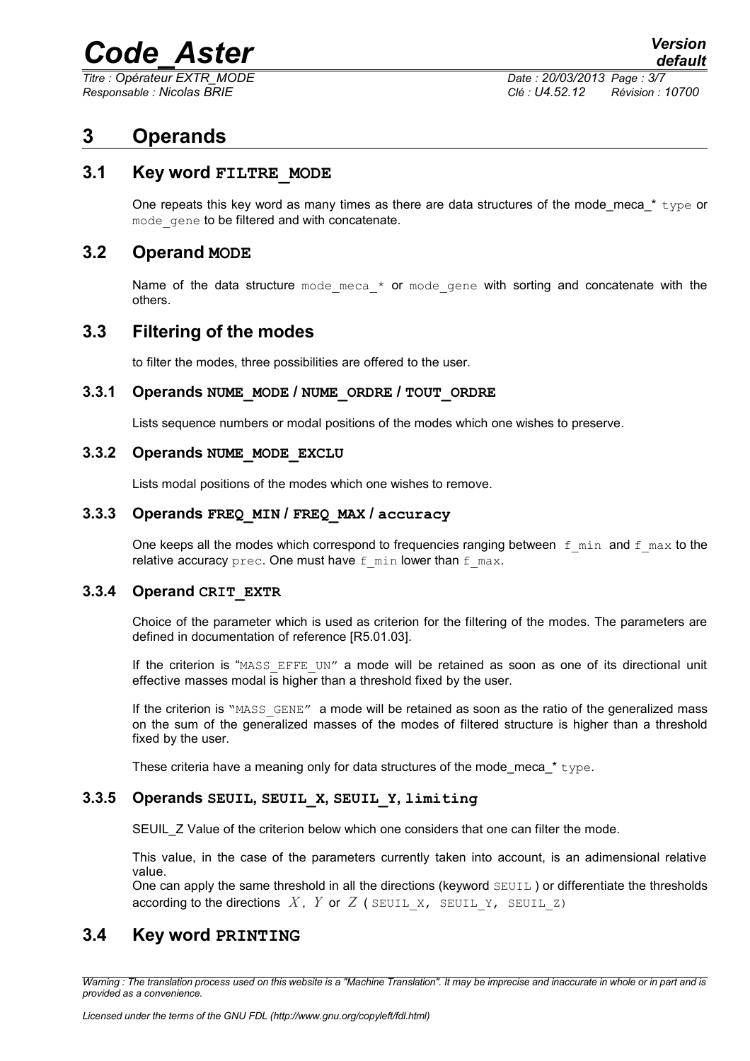# 3 Operands

## 3.1 Key word **FILTRE_MODE**

One repeats this key word as many times as there are data structures of the mode_meca_* type or mode_gene to be filtered and with concatenate.

## 3.2 Operand **MODE**

Name of the data structure mode_meca_* or mode_gene with sorting and concatenate with the others.

## 3.3 Filtering of the modes

to filter the modes, three possibilities are offered to the user.

### 3.3.1 Operands **NUME_MODE / NUME_ORDRE / TOUT_ORDRE**

Lists sequence numbers or modal positions of the modes which one wishes to preserve.

### 3.3.2 Operands **NUME_MODE_EXCLU**

Lists modal positions of the modes which one wishes to remove.

### 3.3.3 Operands **FREQ_MIN / FREQ_MAX / accuracy**

One keeps all the modes which correspond to frequencies ranging between f_min and f_max to the relative accuracy prec. One must have f_min lower than f_max.

### 3.3.4 Operand **CRIT_EXTR**

Choice of the parameter which is used as criterion for the filtering of the modes. The parameters are defined in documentation of reference [R5.01.03].

If the criterion is "MASS_EFFE_UN" a mode will be retained as soon as one of its directional unit effective masses modal is higher than a threshold fixed by the user.

If the criterion is "MASS_GENE" a mode will be retained as soon as the ratio of the generalized mass on the sum of the generalized masses of the modes of filtered structure is higher than a threshold fixed by the user.

These criteria have a meaning only for data structures of the mode_meca_* type.

### 3.3.5 Operands **SEUIL, SEUIL_X, SEUIL_Y, limiting**

SEUIL_Z Value of the criterion below which one considers that one can filter the mode.

This value, in the case of the parameters currently taken into account, is an adimensional relative value.
One can apply the same threshold in all the directions (keyword SEUIL ) or differentiate the thresholds according to the directions $X$, $Y$ or $Z$ ( SEUIL_X, SEUIL_Y, SEUIL_Z)

## 3.4 Key word **PRINTING**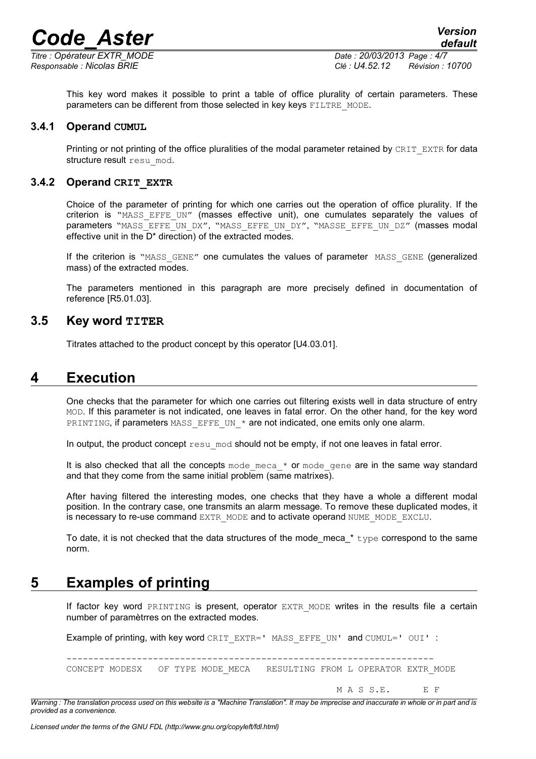This key word makes it possible to print a table of office plurality of certain parameters. These parameters can be different from those selected in key keys `FILTRE_MODE`.

### 3.4.1 Operand **CUMUL**

Printing or not printing of the office pluralities of the modal parameter retained by `CRIT_EXTR` for data structure result `resu_mod`.

### 3.4.2 Operand **CRIT_EXTR**

Choice of the parameter of printing for which one carries out the operation of office plurality. If the criterion is "`MASS_EFFE_UN`" (masses effective unit), one cumulates separately the values of parameters "`MASS_EFFE_UN_DX`", "`MASS_EFFE_UN_DY`", "`MASSE_EFFE_UN_DZ`" (masses modal effective unit in the D* direction) of the extracted modes.

If the criterion is "`MASS_GENE`" one cumulates the values of parameter `MASS_GENE` (generalized mass) of the extracted modes.

The parameters mentioned in this paragraph are more precisely defined in documentation of reference [R5.01.03].

## 3.5 Key word **TITER**

Titrates attached to the product concept by this operator [U4.03.01].

# 4 Execution

One checks that the parameter for which one carries out filtering exists well in data structure of entry `MOD`. If this parameter is not indicated, one leaves in fatal error. On the other hand, for the key word `PRINTING`, if parameters `MASS_EFFE_UN_*` are not indicated, one emits only one alarm.

In output, the product concept `resu_mod` should not be empty, if not one leaves in fatal error.

It is also checked that all the concepts `mode_meca_*` or `mode_gene` are in the same way standard and that they come from the same initial problem (same matrixes).

After having filtered the interesting modes, one checks that they have a whole a different modal position. In the contrary case, one transmits an alarm message. To remove these duplicated modes, it is necessary to re-use command `EXTR_MODE` and to activate operand `NUME_MODE_EXCLU`.

To date, it is not checked that the data structures of the mode_meca_* `type` correspond to the same norm.

# 5 Examples of printing

If factor key word `PRINTING` is present, operator `EXTR_MODE` writes in the results file a certain number of paramètrres on the extracted modes.

Example of printing, with key word `CRIT_EXTR=' MASS_EFFE_UN'` and `CUMUL=' OUI'` :

```
-------------------------------------------------------------------
CONCEPT MODESX    OF TYPE MODE_MECA    RESULTING FROM L OPERATOR EXTR_MODE

                                                   M A S S.E.      E F
```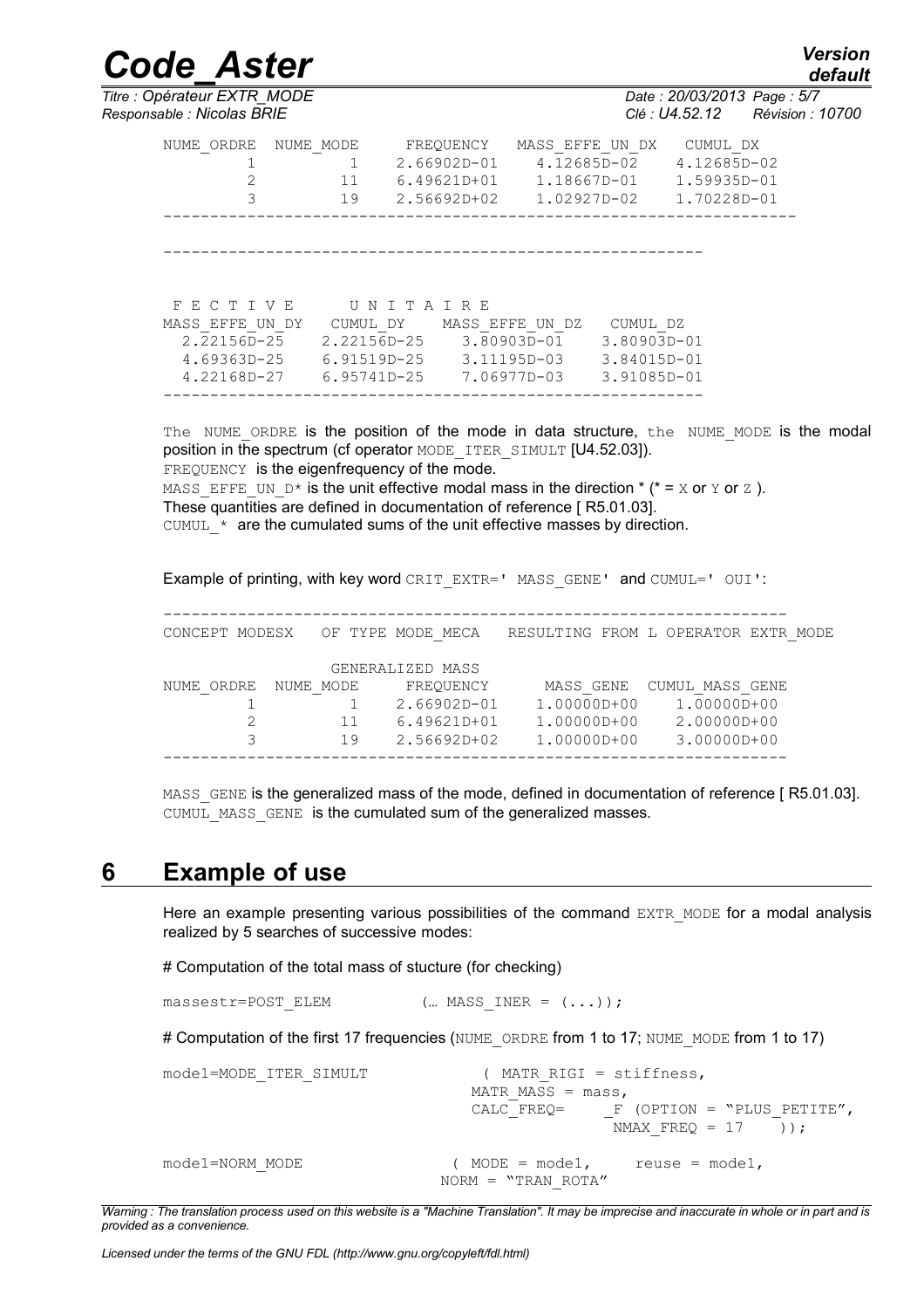```
NUME_ORDRE  NUME_MODE     FREQUENCY   MASS_EFFE_UN_DX   CUMUL_DX
        1          1    2.66902D-01    4.12685D-02    4.12685D-02
        2         11    6.49621D+01    1.18667D-01    1.59935D-01
        3         19    2.56692D+02    1.02927D-02    1.70228D-01
------------------------------------------------------------------

---------------------------------------------------------


 F E C T I V E       U N I T A I R E
MASS_EFFE_UN_DY   CUMUL_DY    MASS_EFFE_UN_DZ   CUMUL_DZ
  2.22156D-25    2.22156D-25    3.80903D-01    3.80903D-01
  4.69363D-25    6.91519D-25    3.11195D-03    3.84015D-01
  4.22168D-27    6.95741D-25    7.06977D-03    3.91085D-01
---------------------------------------------------------
```

The NUME_ORDRE is the position of the mode in data structure, the NUME_MODE is the modal position in the spectrum (cf operator MODE_ITER_SIMULT [U4.52.03]).
FREQUENCY is the eigenfrequency of the mode.
MASS_EFFE_UN_D* is the unit effective modal mass in the direction * (* = X or Y or Z ).
These quantities are defined in documentation of reference [ R5.01.03].
CUMUL_* are the cumulated sums of the unit effective masses by direction.

Example of printing, with key word CRIT_EXTR=' MASS_GENE' and CUMUL=' OUI':

```
------------------------------------------------------------------
CONCEPT MODESX    OF TYPE MODE_MECA   RESULTING FROM L OPERATOR EXTR_MODE

                 GENERALIZED MASS
NUME_ORDRE  NUME_MODE     FREQUENCY      MASS_GENE  CUMUL_MASS_GENE
        1          1    2.66902D-01    1.00000D+00    1.00000D+00
        2         11    6.49621D+01    1.00000D+00    2.00000D+00
        3         19    2.56692D+02    1.00000D+00    3.00000D+00
------------------------------------------------------------------
```

MASS_GENE is the generalized mass of the mode, defined in documentation of reference [ R5.01.03].
CUMUL_MASS_GENE is the cumulated sum of the generalized masses.

## 6 Example of use

Here an example presenting various possibilities of the command EXTR_MODE for a modal analysis realized by 5 searches of successive modes:

# Computation of the total mass of stucture (for checking)

```
massestr=POST_ELEM          (… MASS_INER = (...));
```

# Computation of the first 17 frequencies (NUME_ORDRE from 1 to 17; NUME_MODE from 1 to 17)

```
mode1=MODE_ITER_SIMULT            ( MATR_RIGI = stiffness,
                                 MATR_MASS = mass,
                                 CALC_FREQ=     _F (OPTION = "PLUS_PETITE",
                                                    NMAX_FREQ = 17    ));

mode1=NORM_MODE                 ( MODE = mode1,     reuse = mode1,
                                NORM = "TRAN_ROTA"
```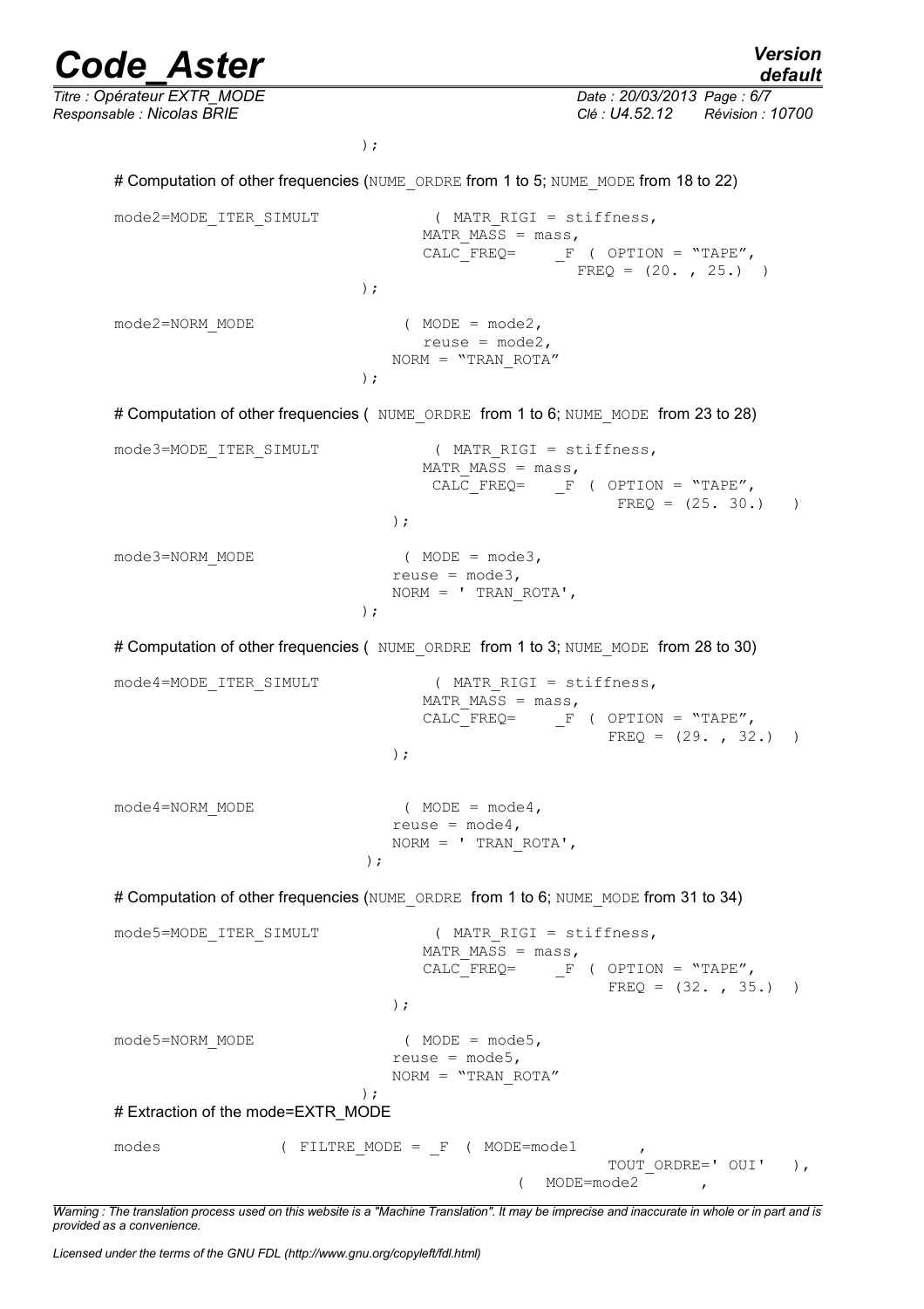```
                    );
```

# Computation of other frequencies (NUME_ORDRE from 1 to 5; NUME_MODE from 18 to 22)

```
mode2=MODE_ITER_SIMULT          ( MATR_RIGI = stiffness,
                                  MATR_MASS = mass,
                                  CALC_FREQ=    _F  ( OPTION = "TAPE",
                                                      FREQ = (20. , 25.)  )
                    );

mode2=NORM_MODE                 ( MODE = mode2,
                                  reuse = mode2,
                                NORM = "TRAN_ROTA"
                    );
```

# Computation of other frequencies ( NUME_ORDRE from 1 to 6; NUME_MODE from 23 to 28)

```
mode3=MODE_ITER_SIMULT          ( MATR_RIGI = stiffness,
                                  MATR_MASS = mass,
                                   CALC_FREQ=    _F  ( OPTION = "TAPE",
                                                        FREQ = (25. 30.)   )
                                );

mode3=NORM_MODE                  ( MODE = mode3,
                                reuse = mode3,
                                NORM = ' TRAN_ROTA',
                    );
```

# Computation of other frequencies ( NUME_ORDRE from 1 to 3; NUME_MODE from 28 to 30)

```
mode4=MODE_ITER_SIMULT          ( MATR_RIGI = stiffness,
                                  MATR_MASS = mass,
                                  CALC_FREQ=    _F  ( OPTION = "TAPE",
                                                        FREQ = (29. , 32.)  )
                                );


mode4=NORM_MODE                  ( MODE = mode4,
                                reuse = mode4,
                                NORM = ' TRAN_ROTA',
                     );
```

# Computation of other frequencies (NUME_ORDRE from 1 to 6; NUME_MODE from 31 to 34)

```
mode5=MODE_ITER_SIMULT          ( MATR_RIGI = stiffness,
                                  MATR_MASS = mass,
                                  CALC_FREQ=    _F  ( OPTION = "TAPE",
                                                        FREQ = (32. , 35.)  )
                                );

mode5=NORM_MODE                  ( MODE = mode5,
                                reuse = mode5,
                                NORM = "TRAN_ROTA"
                    );
```

# Extraction of the mode=EXTR_MODE

```
modes            ( FILTRE_MODE = _F  ( MODE=mode1         ,
                                                    TOUT_ORDRE=' OUI'   ),
                                           (   MODE=mode2         ,
```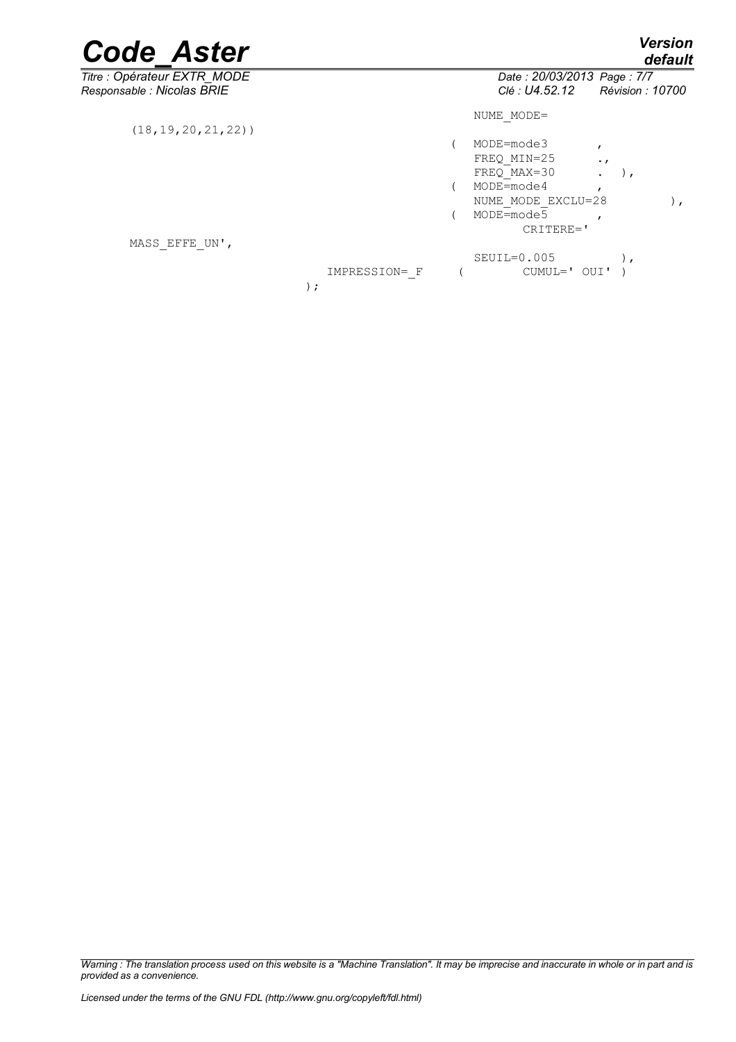```
                                    NUME_MODE=
      (18,19,20,21,22))
                                 (  MODE=mode3       ,
                                    FREQ_MIN=25      .,
                                    FREQ_MAX=30      .  ),
                                 (  MODE=mode4       ,
                                    NUME_MODE_EXCLU=28        ),
                                 (  MODE=mode5       ,
                                        CRITERE='
      MASS_EFFE_UN',
                                    SEUIL=0.005       ),
                    IMPRESSION=_F   (       CUMUL=' OUI' )
                );
```